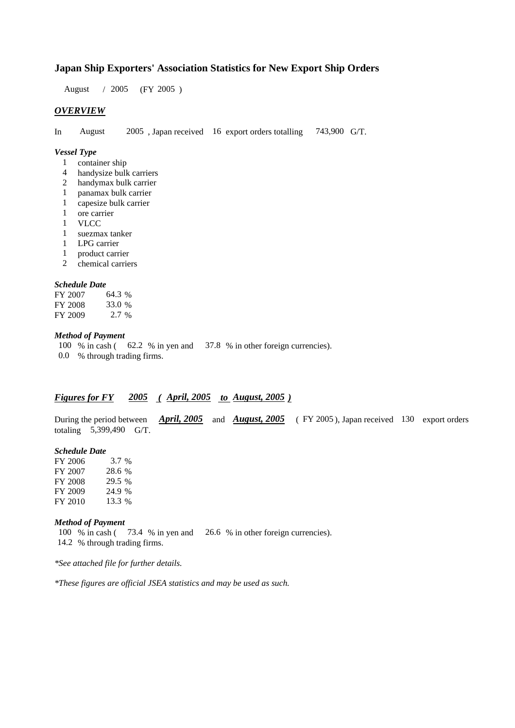## Japan Ship Exporters' Association Statistics for New Export Ship Orders

August / 2005 (FY 2005 )

### *OVERVIEW*

In August 2005 , Japan received 16 export orders totalling 743,900 G/T.

#### *Vessel Type*

- 1 container ship
- 4 handysize bulk carriers
- 2 handymax bulk carrier
- 1 panamax bulk carrier
- 1 capesize bulk carrier
- 1 ore carrier
- 1 VLCC
- 1 suezmax tanker
- 1 LPG carrier
- 1 product carrier
- 2 chemical carriers

#### *Schedule Date*

| | |
|---|---|
| FY 2007 | 64.3 % |
| FY 2008 | 33.0 % |
| FY 2009 | 2.7 % |

#### *Method of Payment*

100 % in cash ( 62.2 % in yen and 37.8 % in other foreign currencies).
0.0 % through trading firms.

### *Figures for FY 2005 ( April, 2005 to August, 2005 )*

During the period between ***April, 2005*** and ***August, 2005*** ( FY 2005 ), Japan received 130 export orders totaling 5,399,490 G/T.

#### *Schedule Date*

| | |
|---|---|
| FY 2006 | 3.7 % |
| FY 2007 | 28.6 % |
| FY 2008 | 29.5 % |
| FY 2009 | 24.9 % |
| FY 2010 | 13.3 % |

#### *Method of Payment*

100 % in cash ( 73.4 % in yen and 26.6 % in other foreign currencies).
14.2 % through trading firms.

*\*See attached file for further details.*

*\*These figures are official JSEA statistics and may be used as such.*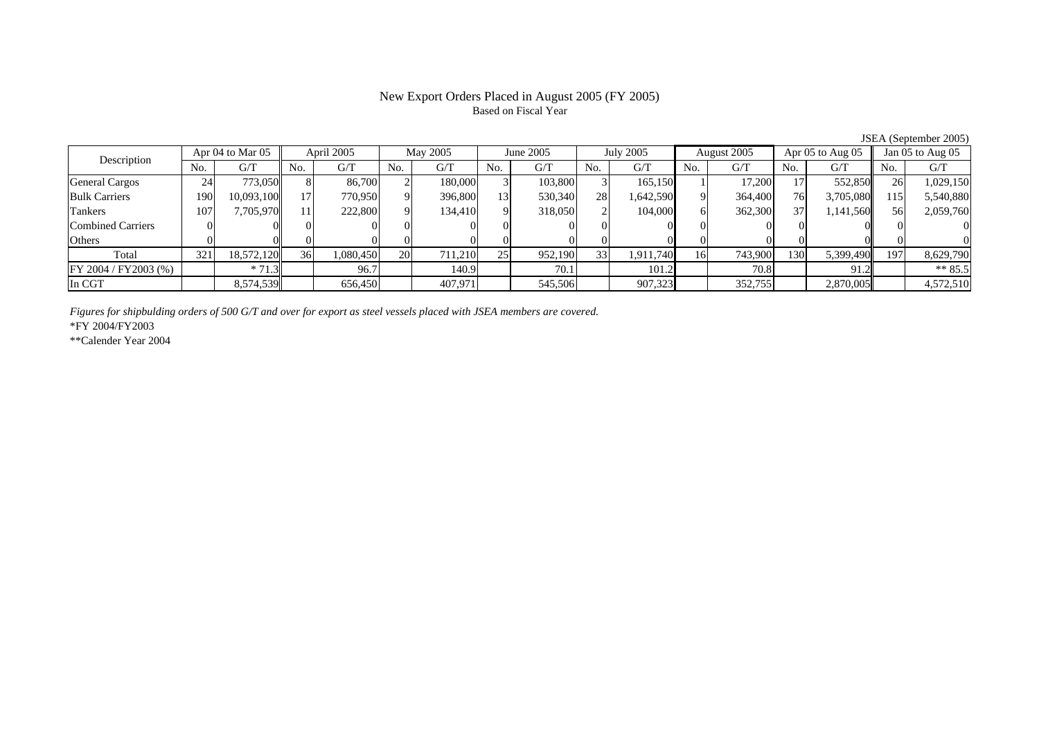# New Export Orders Placed in August 2005 (FY 2005)

Based on Fiscal Year

JSEA (September 2005)

| Description | Apr 04 to Mar 05 | | April 2005 | | May 2005 | | June 2005 | | July 2005 | | August 2005 | | Apr 05 to Aug 05 | | Jan 05 to Aug 05 | |
|---|---|---|---|---|---|---|---|---|---|---|---|---|---|---|---|---|
| | No. | G/T | No. | G/T | No. | G/T | No. | G/T | No. | G/T | No. | G/T | No. | G/T | No. | G/T |
| General Cargos | 24 | 773,050 | 8 | 86,700 | 2 | 180,000 | 3 | 103,800 | 3 | 165,150 | 1 | 17,200 | 17 | 552,850 | 26 | 1,029,150 |
| Bulk Carriers | 190 | 10,093,100 | 17 | 770,950 | 9 | 396,800 | 13 | 530,340 | 28 | 1,642,590 | 9 | 364,400 | 76 | 3,705,080 | 115 | 5,540,880 |
| Tankers | 107 | 7,705,970 | 11 | 222,800 | 9 | 134,410 | 9 | 318,050 | 2 | 104,000 | 6 | 362,300 | 37 | 1,141,560 | 56 | 2,059,760 |
| Combined Carriers | 0 | 0 | 0 | 0 | 0 | 0 | 0 | 0 | 0 | 0 | 0 | 0 | 0 | 0 | 0 | 0 |
| Others | 0 | 0 | 0 | 0 | 0 | 0 | 0 | 0 | 0 | 0 | 0 | 0 | 0 | 0 | 0 | 0 |
| Total | 321 | 18,572,120 | 36 | 1,080,450 | 20 | 711,210 | 25 | 952,190 | 33 | 1,911,740 | 16 | 743,900 | 130 | 5,399,490 | 197 | 8,629,790 |
| FY 2004 / FY2003 (%) | | * 71.3 | | 96.7 | | 140.9 | | 70.1 | | 101.2 | | 70.8 | | 91.2 | | ** 85.5 |
| In CGT | | 8,574,539 | | 656,450 | | 407,971 | | 545,506 | | 907,323 | | 352,755 | | 2,870,005 | | 4,572,510 |

*Figures for shipbulding orders of 500 G/T and over for export as steel vessels placed with JSEA members are covered.*

*FY 2004/FY2003

**Calender Year 2004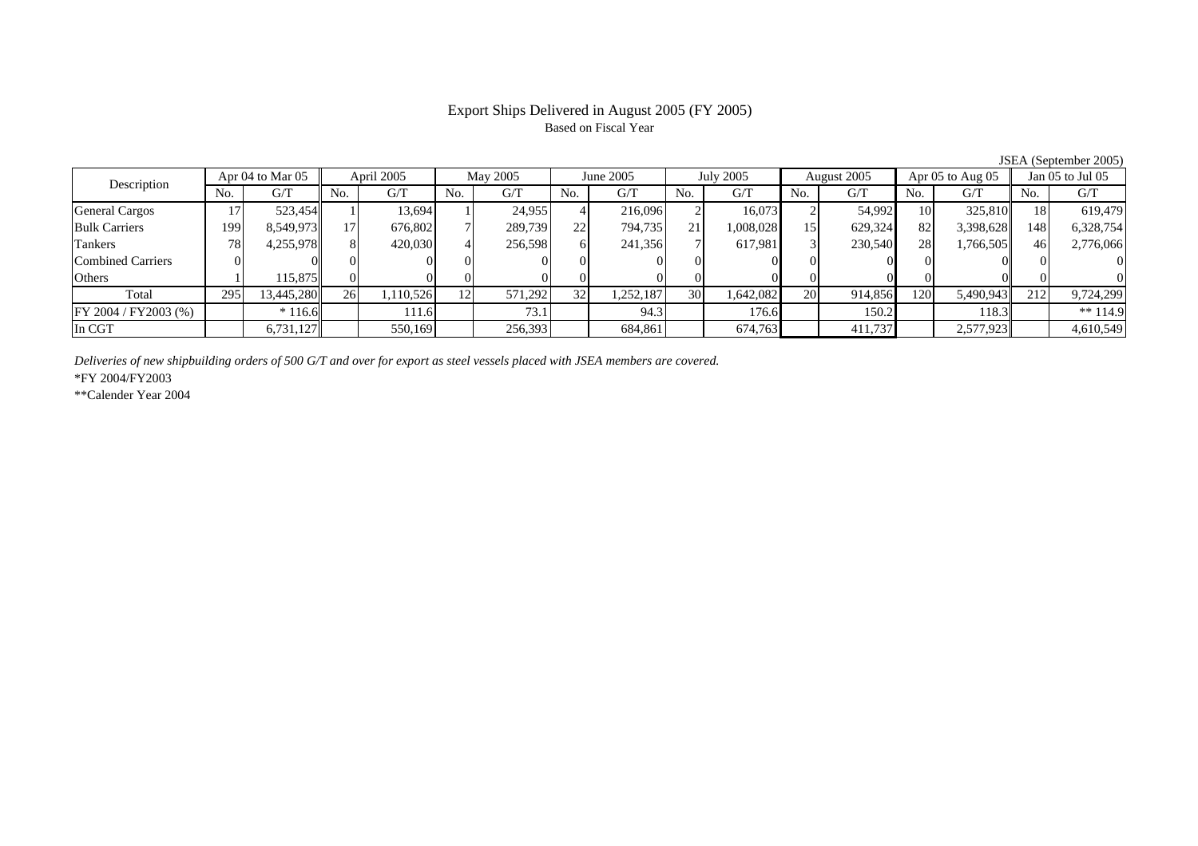# Export Ships Delivered in August 2005 (FY 2005)

Based on Fiscal Year

JSEA (September 2005)

| Description | Apr 04 to Mar 05 | | April 2005 | | May 2005 | | June 2005 | | July 2005 | | August 2005 | | Apr 05 to Aug 05 | | Jan 05 to Jul 05 | |
|---|---|---|---|---|---|---|---|---|---|---|---|---|---|---|---|---|
| | No. | G/T | No. | G/T | No. | G/T | No. | G/T | No. | G/T | No. | G/T | No. | G/T | No. | G/T |
| General Cargos | 17 | 523,454 | 1 | 13,694 | 1 | 24,955 | 4 | 216,096 | 2 | 16,073 | 2 | 54,992 | 10 | 325,810 | 18 | 619,479 |
| Bulk Carriers | 199 | 8,549,973 | 17 | 676,802 | 7 | 289,739 | 22 | 794,735 | 21 | 1,008,028 | 15 | 629,324 | 82 | 3,398,628 | 148 | 6,328,754 |
| Tankers | 78 | 4,255,978 | 8 | 420,030 | 4 | 256,598 | 6 | 241,356 | 7 | 617,981 | 3 | 230,540 | 28 | 1,766,505 | 46 | 2,776,066 |
| Combined Carriers | 0 | 0 | 0 | 0 | 0 | 0 | 0 | 0 | 0 | 0 | 0 | 0 | 0 | 0 | 0 | 0 |
| Others | 1 | 115,875 | 0 | 0 | 0 | 0 | 0 | 0 | 0 | 0 | 0 | 0 | 0 | 0 | 0 | 0 |
| Total | 295 | 13,445,280 | 26 | 1,110,526 | 12 | 571,292 | 32 | 1,252,187 | 30 | 1,642,082 | 20 | 914,856 | 120 | 5,490,943 | 212 | 9,724,299 |
| FY 2004 / FY2003 (%) | | * 116.6 | | 111.6 | | 73.1 | | 94.3 | | 176.6 | | 150.2 | | 118.3 | | ** 114.9 |
| In CGT | | 6,731,127 | | 550,169 | | 256,393 | | 684,861 | | 674,763 | | 411,737 | | 2,577,923 | | 4,610,549 |

*Deliveries of new shipbuilding orders of 500 G/T and over for export as steel vessels placed with JSEA members are covered.*

*FY 2004/FY2003

**Calender Year 2004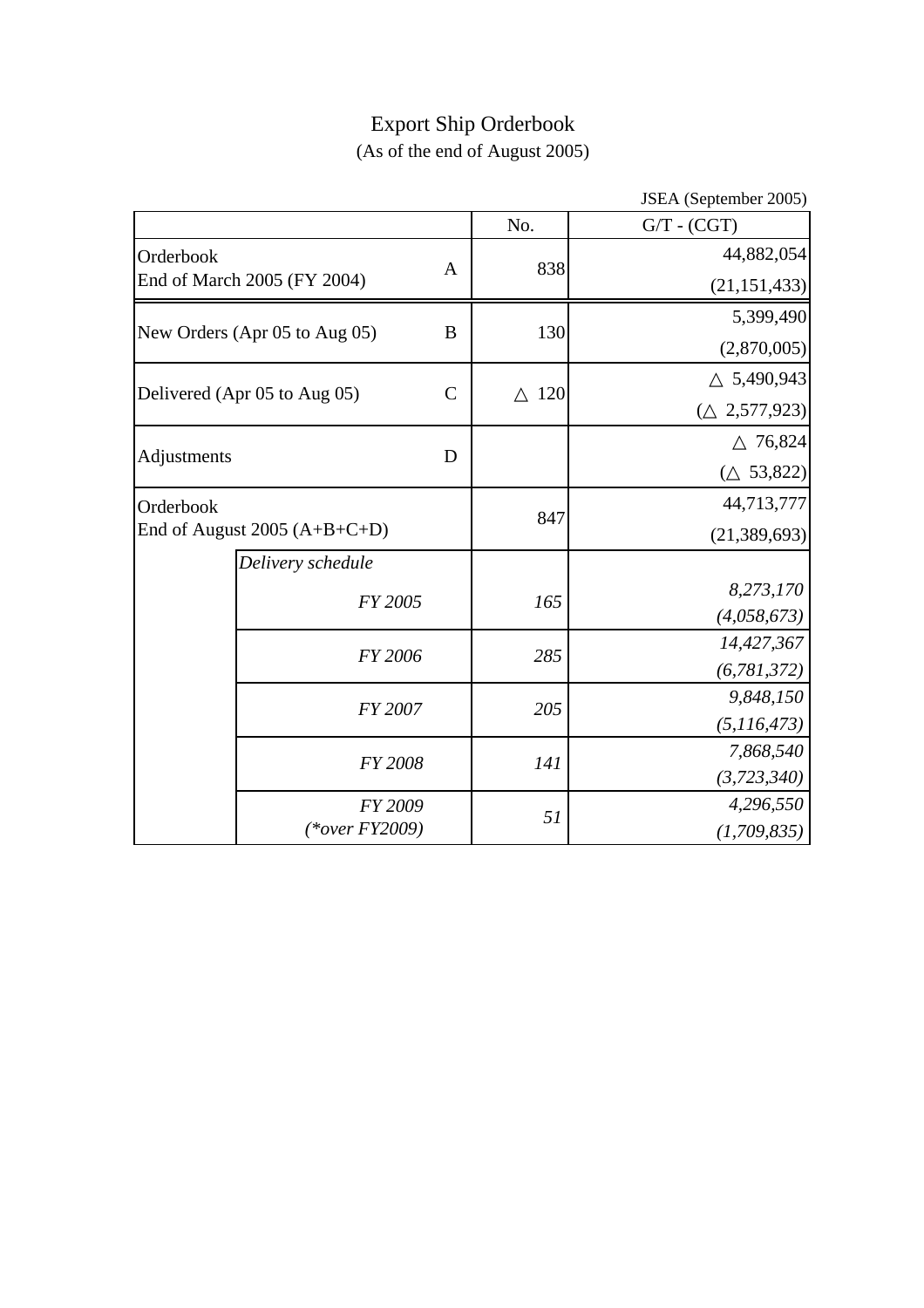# Export Ship Orderbook

(As of the end of August 2005)

JSEA (September 2005)

| | | | No. | G/T - (CGT) |
|---|---|---|---|---|
| Orderbook<br>End of March 2005 (FY 2004) | | A | 838 | 44,882,054<br>(21,151,433) |
| New Orders (Apr 05 to Aug 05) | | B | 130 | 5,399,490<br>(2,870,005) |
| Delivered (Apr 05 to Aug 05) | | C | △ 120 | △ 5,490,943<br>(△ 2,577,923) |
| Adjustments | | D | | △ 76,824<br>(△ 53,822) |
| Orderbook<br>End of August 2005 (A+B+C+D) | | | 847 | 44,713,777<br>(21,389,693) |
| | *Delivery schedule*<br>*FY 2005* | | *165* | *8,273,170*<br>*(4,058,673)* |
| | *FY 2006* | | *285* | *14,427,367*<br>*(6,781,372)* |
| | *FY 2007* | | *205* | *9,848,150*<br>*(5,116,473)* |
| | *FY 2008* | | *141* | *7,868,540*<br>*(3,723,340)* |
| | *FY 2009*<br>*(*over FY2009)* | | *51* | *4,296,550*<br>*(1,709,835)* |